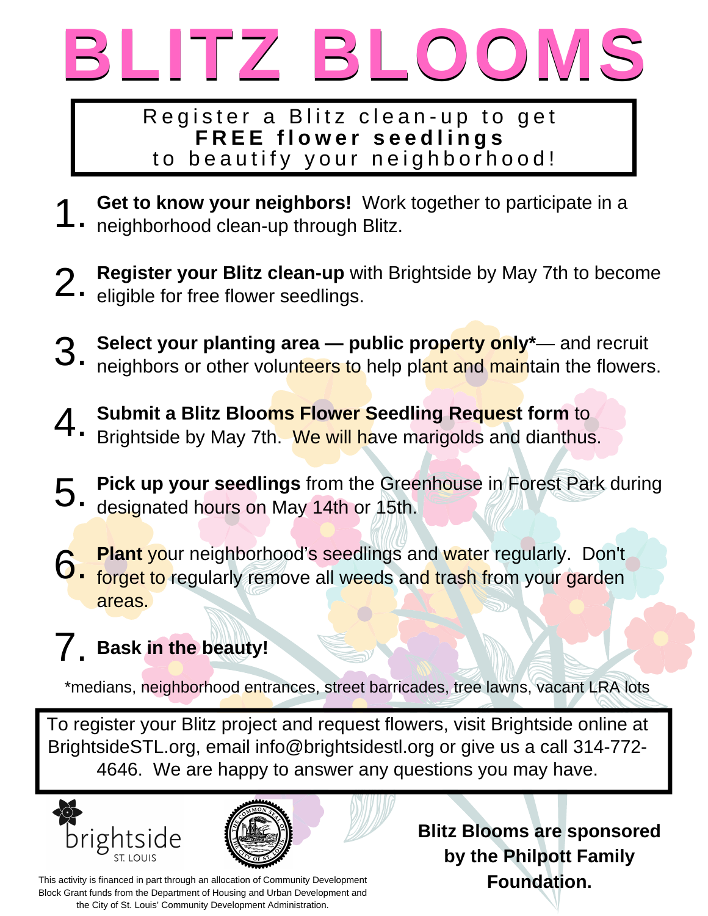# BLITZ BLOOMS

Register a Blitz clean-up to get
**FREE flower seedlings**
to beautify your neighborhood!

1. **Get to know your neighbors!** Work together to participate in a neighborhood clean-up through Blitz.
2. **Register your Blitz clean-up** with Brightside by May 7th to become eligible for free flower seedlings.
3. **Select your planting area — public property only***— and recruit neighbors or other volunteers to help plant and maintain the flowers.
4. **Submit a Blitz Blooms Flower Seedling Request form** to Brightside by May 7th. We will have marigolds and dianthus.
5. **Pick up your seedlings** from the Greenhouse in Forest Park during designated hours on May 14th or 15th.
6. **Plant** your neighborhood's seedlings and water regularly. Don't forget to regularly remove all weeds and trash from your garden areas.
7. **Bask in the beauty!**

*medians, neighborhood entrances, street barricades, tree lawns, vacant LRA lots

To register your Blitz project and request flowers, visit Brightside online at BrightsideSTL.org, email info@brightsidestl.org or give us a call 314-772-4646. We are happy to answer any questions you may have.

brightside ST. LOUIS

**Blitz Blooms are sponsored by the Philpott Family Foundation.**

This activity is financed in part through an allocation of Community Development Block Grant funds from the Department of Housing and Urban Development and the City of St. Louis' Community Development Administration.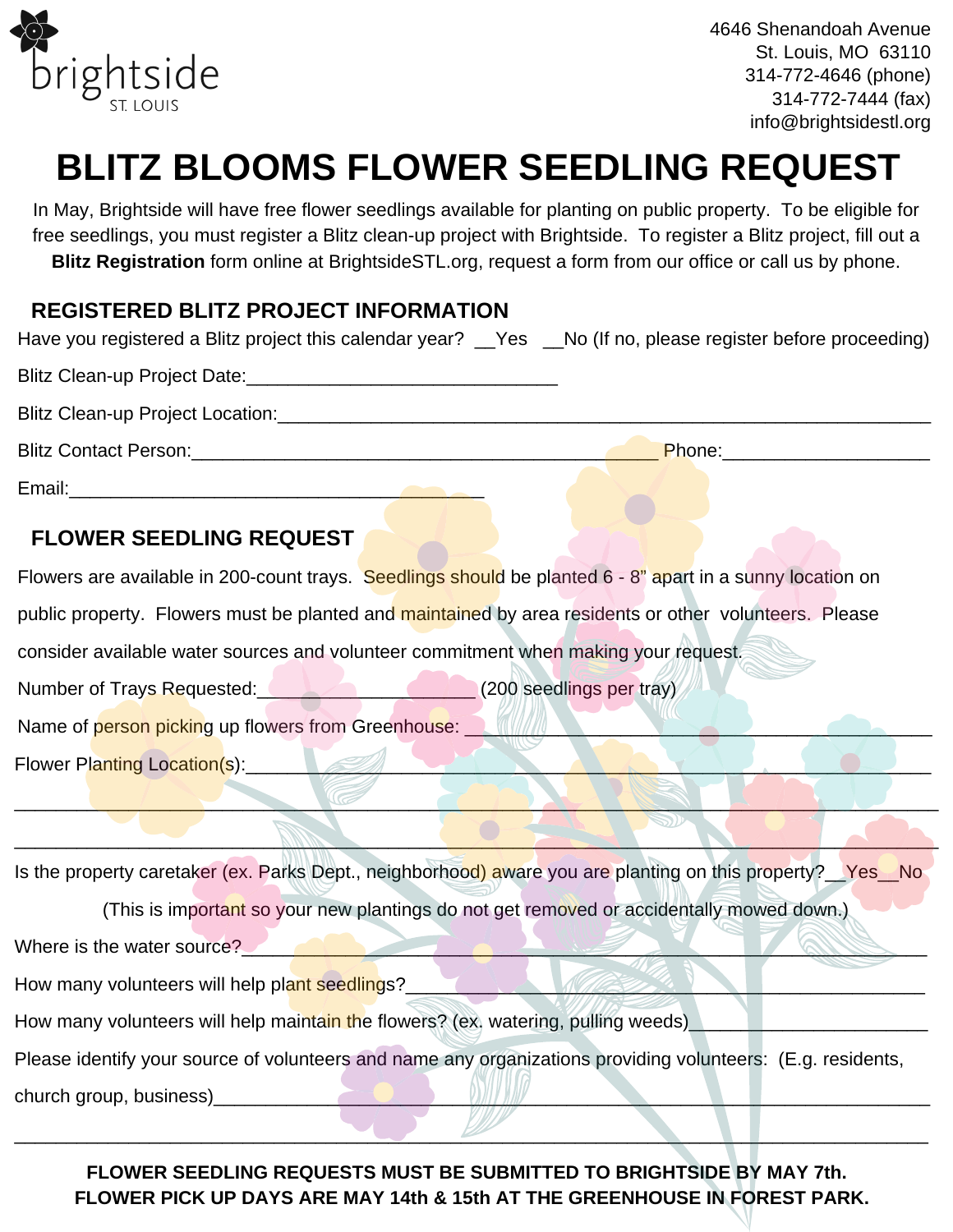brightside
ST. LOUIS

4646 Shenandoah Avenue
St. Louis, MO 63110
314-772-4646 (phone)
314-772-7444 (fax)
info@brightsidestl.org

# BLITZ BLOOMS FLOWER SEEDLING REQUEST

In May, Brightside will have free flower seedlings available for planting on public property. To be eligible for free seedlings, you must register a Blitz clean-up project with Brightside. To register a Blitz project, fill out a **Blitz Registration** form online at BrightsideSTL.org, request a form from our office or call us by phone.

## REGISTERED BLITZ PROJECT INFORMATION

Have you registered a Blitz project this calendar year? __Yes __No (If no, please register before proceeding)

Blitz Clean-up Project Date:______________________________

Blitz Clean-up Project Location:______________________________________________________________

Blitz Contact Person:_____________________________________________ Phone:____________________

Email:________________________________________

## FLOWER SEEDLING REQUEST

Flowers are available in 200-count trays. Seedlings should be planted 6 - 8" apart in a sunny location on public property. Flowers must be planted and maintained by area residents or other volunteers. Please consider available water sources and volunteer commitment when making your request.

Number of Trays Requested:____________________ (200 seedlings per tray)

Name of person picking up flowers from Greenhouse: ____________________________________________

Flower Planting Location(s):____________________________________________________________

_____________________________________________________________________________________

_____________________________________________________________________________________

Is the property caretaker (ex. Parks Dept., neighborhood) aware you are planting on this property?__Yes__No

(This is important so your new plantings do not get removed or accidentally mowed down.)

Where is the water source?_________________________________________________________________

How many volunteers will help plant seedlings?_____________________________________________

How many volunteers will help maintain the flowers? (ex. watering, pulling weeds)______________________

Please identify your source of volunteers and name any organizations providing volunteers: (E.g. residents, church group, business)_________________________________________________________________

_____________________________________________________________________________________

**FLOWER SEEDLING REQUESTS MUST BE SUBMITTED TO BRIGHTSIDE BY MAY 7th.**
**FLOWER PICK UP DAYS ARE MAY 14th & 15th AT THE GREENHOUSE IN FOREST PARK.**